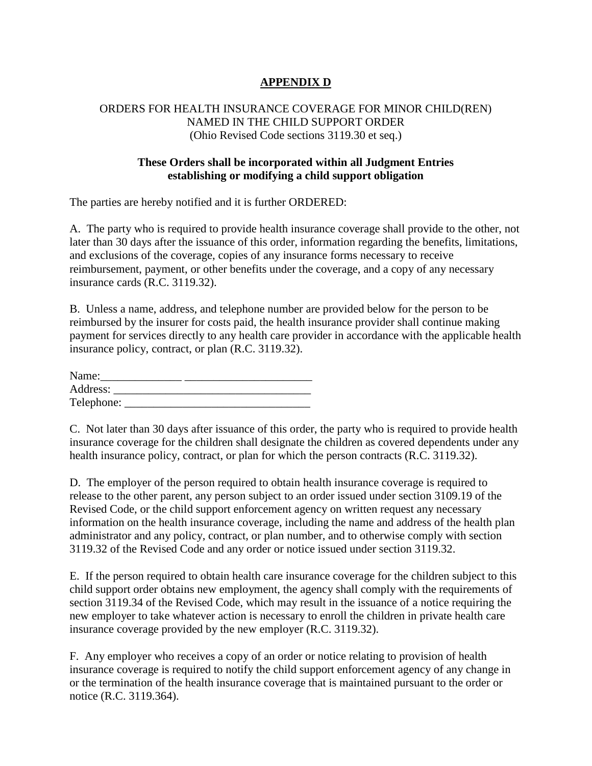# APPENDIX D

ORDERS FOR HEALTH INSURANCE COVERAGE FOR MINOR CHILD(REN) NAMED IN THE CHILD SUPPORT ORDER
(Ohio Revised Code sections 3119.30 et seq.)

**These Orders shall be incorporated within all Judgment Entries establishing or modifying a child support obligation**

The parties are hereby notified and it is further ORDERED:

A. The party who is required to provide health insurance coverage shall provide to the other, not later than 30 days after the issuance of this order, information regarding the benefits, limitations, and exclusions of the coverage, copies of any insurance forms necessary to receive reimbursement, payment, or other benefits under the coverage, and a copy of any necessary insurance cards (R.C. 3119.32).

B. Unless a name, address, and telephone number are provided below for the person to be reimbursed by the insurer for costs paid, the health insurance provider shall continue making payment for services directly to any health care provider in accordance with the applicable health insurance policy, contract, or plan (R.C. 3119.32).

Name:______________ ______________________
Address: __________________________________
Telephone: ________________________________

C. Not later than 30 days after issuance of this order, the party who is required to provide health insurance coverage for the children shall designate the children as covered dependents under any health insurance policy, contract, or plan for which the person contracts (R.C. 3119.32).

D. The employer of the person required to obtain health insurance coverage is required to release to the other parent, any person subject to an order issued under section 3109.19 of the Revised Code, or the child support enforcement agency on written request any necessary information on the health insurance coverage, including the name and address of the health plan administrator and any policy, contract, or plan number, and to otherwise comply with section 3119.32 of the Revised Code and any order or notice issued under section 3119.32.

E. If the person required to obtain health care insurance coverage for the children subject to this child support order obtains new employment, the agency shall comply with the requirements of section 3119.34 of the Revised Code, which may result in the issuance of a notice requiring the new employer to take whatever action is necessary to enroll the children in private health care insurance coverage provided by the new employer (R.C. 3119.32).

F. Any employer who receives a copy of an order or notice relating to provision of health insurance coverage is required to notify the child support enforcement agency of any change in or the termination of the health insurance coverage that is maintained pursuant to the order or notice (R.C. 3119.364).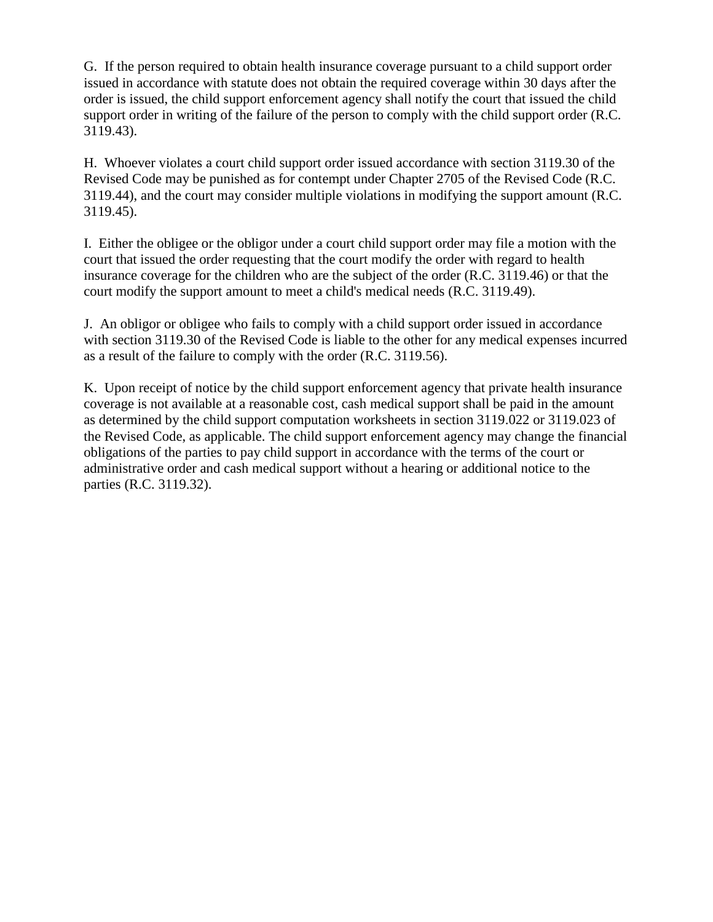G. If the person required to obtain health insurance coverage pursuant to a child support order issued in accordance with statute does not obtain the required coverage within 30 days after the order is issued, the child support enforcement agency shall notify the court that issued the child support order in writing of the failure of the person to comply with the child support order (R.C. 3119.43).

H. Whoever violates a court child support order issued accordance with section 3119.30 of the Revised Code may be punished as for contempt under Chapter 2705 of the Revised Code (R.C. 3119.44), and the court may consider multiple violations in modifying the support amount (R.C. 3119.45).

I. Either the obligee or the obligor under a court child support order may file a motion with the court that issued the order requesting that the court modify the order with regard to health insurance coverage for the children who are the subject of the order (R.C. 3119.46) or that the court modify the support amount to meet a child's medical needs (R.C. 3119.49).

J. An obligor or obligee who fails to comply with a child support order issued in accordance with section 3119.30 of the Revised Code is liable to the other for any medical expenses incurred as a result of the failure to comply with the order (R.C. 3119.56).

K. Upon receipt of notice by the child support enforcement agency that private health insurance coverage is not available at a reasonable cost, cash medical support shall be paid in the amount as determined by the child support computation worksheets in section 3119.022 or 3119.023 of the Revised Code, as applicable. The child support enforcement agency may change the financial obligations of the parties to pay child support in accordance with the terms of the court or administrative order and cash medical support without a hearing or additional notice to the parties (R.C. 3119.32).